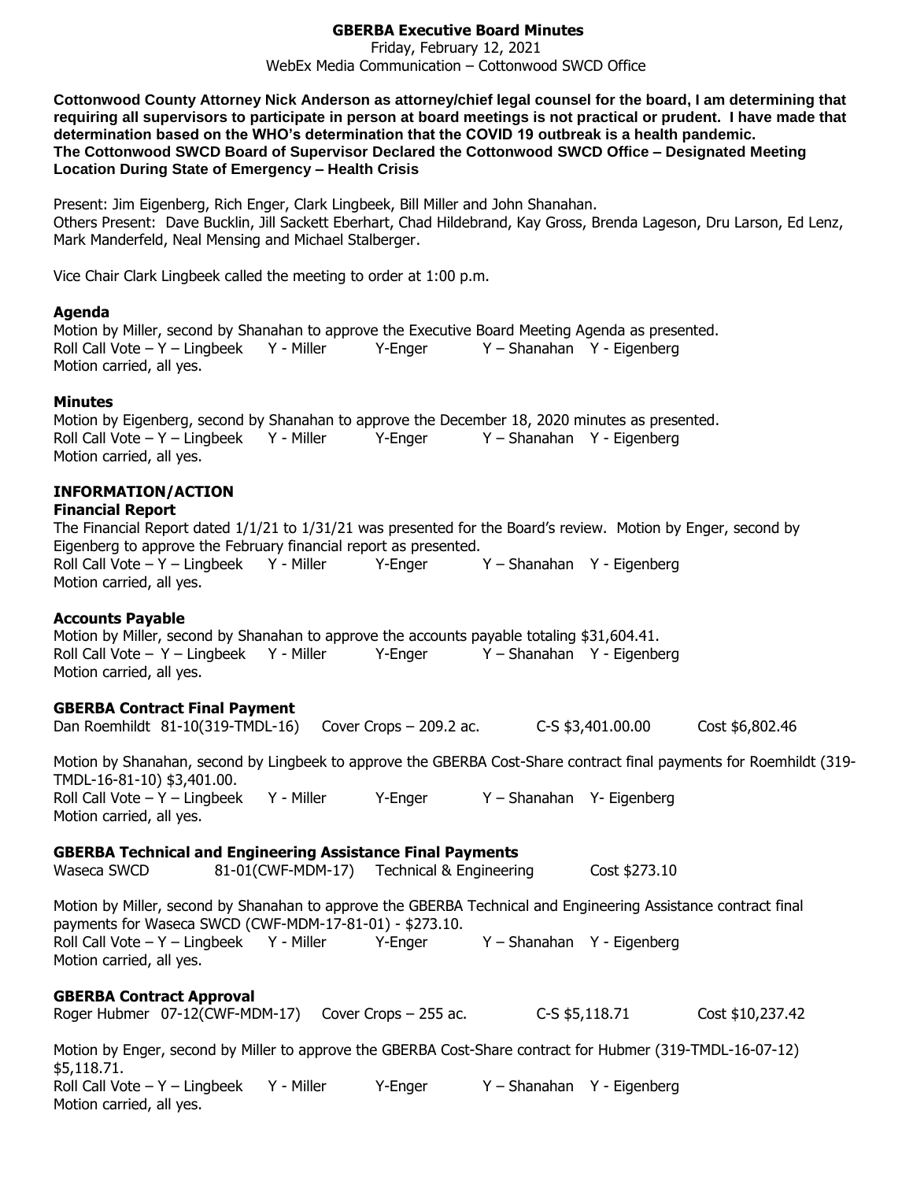# GBERBA Executive Board Minutes

Friday, February 12, 2021
WebEx Media Communication – Cottonwood SWCD Office

**Cottonwood County Attorney Nick Anderson as attorney/chief legal counsel for the board, I am determining that requiring all supervisors to participate in person at board meetings is not practical or prudent. I have made that determination based on the WHO's determination that the COVID 19 outbreak is a health pandemic.**
**The Cottonwood SWCD Board of Supervisor Declared the Cottonwood SWCD Office – Designated Meeting Location During State of Emergency – Health Crisis**

Present: Jim Eigenberg, Rich Enger, Clark Lingbeek, Bill Miller and John Shanahan.
Others Present: Dave Bucklin, Jill Sackett Eberhart, Chad Hildebrand, Kay Gross, Brenda Lageson, Dru Larson, Ed Lenz, Mark Manderfeld, Neal Mensing and Michael Stalberger.

Vice Chair Clark Lingbeek called the meeting to order at 1:00 p.m.

**Agenda**
Motion by Miller, second by Shanahan to approve the Executive Board Meeting Agenda as presented.
Roll Call Vote – Y – Lingbeek Y - Miller Y-Enger Y – Shanahan Y - Eigenberg
Motion carried, all yes.

**Minutes**
Motion by Eigenberg, second by Shanahan to approve the December 18, 2020 minutes as presented.
Roll Call Vote – Y – Lingbeek Y - Miller Y-Enger Y – Shanahan Y - Eigenberg
Motion carried, all yes.

**INFORMATION/ACTION**

**Financial Report**
The Financial Report dated 1/1/21 to 1/31/21 was presented for the Board's review. Motion by Enger, second by Eigenberg to approve the February financial report as presented.
Roll Call Vote – Y – Lingbeek Y - Miller Y-Enger Y – Shanahan Y - Eigenberg
Motion carried, all yes.

**Accounts Payable**
Motion by Miller, second by Shanahan to approve the accounts payable totaling $31,604.41.
Roll Call Vote – Y – Lingbeek Y - Miller Y-Enger Y – Shanahan Y - Eigenberg
Motion carried, all yes.

**GBERBA Contract Final Payment**

| Dan Roemhildt | 81-10(319-TMDL-16) | Cover Crops – 209.2 ac. | C-S $3,401.00.00 | Cost $6,802.46 |
|---|---|---|---|---|

Motion by Shanahan, second by Lingbeek to approve the GBERBA Cost-Share contract final payments for Roemhildt (319-TMDL-16-81-10) $3,401.00.
Roll Call Vote – Y – Lingbeek Y - Miller Y-Enger Y – Shanahan Y- Eigenberg
Motion carried, all yes.

**GBERBA Technical and Engineering Assistance Final Payments**

| Waseca SWCD | 81-01(CWF-MDM-17) | Technical & Engineering | Cost $273.10 |
|---|---|---|---|

Motion by Miller, second by Shanahan to approve the GBERBA Technical and Engineering Assistance contract final payments for Waseca SWCD (CWF-MDM-17-81-01) - $273.10.
Roll Call Vote – Y – Lingbeek Y - Miller Y-Enger Y – Shanahan Y - Eigenberg
Motion carried, all yes.

**GBERBA Contract Approval**

| Roger Hubmer | 07-12(CWF-MDM-17) | Cover Crops – 255 ac. | C-S $5,118.71 | Cost $10,237.42 |
|---|---|---|---|---|

Motion by Enger, second by Miller to approve the GBERBA Cost-Share contract for Hubmer (319-TMDL-16-07-12) $5,118.71.
Roll Call Vote – Y – Lingbeek Y - Miller Y-Enger Y – Shanahan Y - Eigenberg
Motion carried, all yes.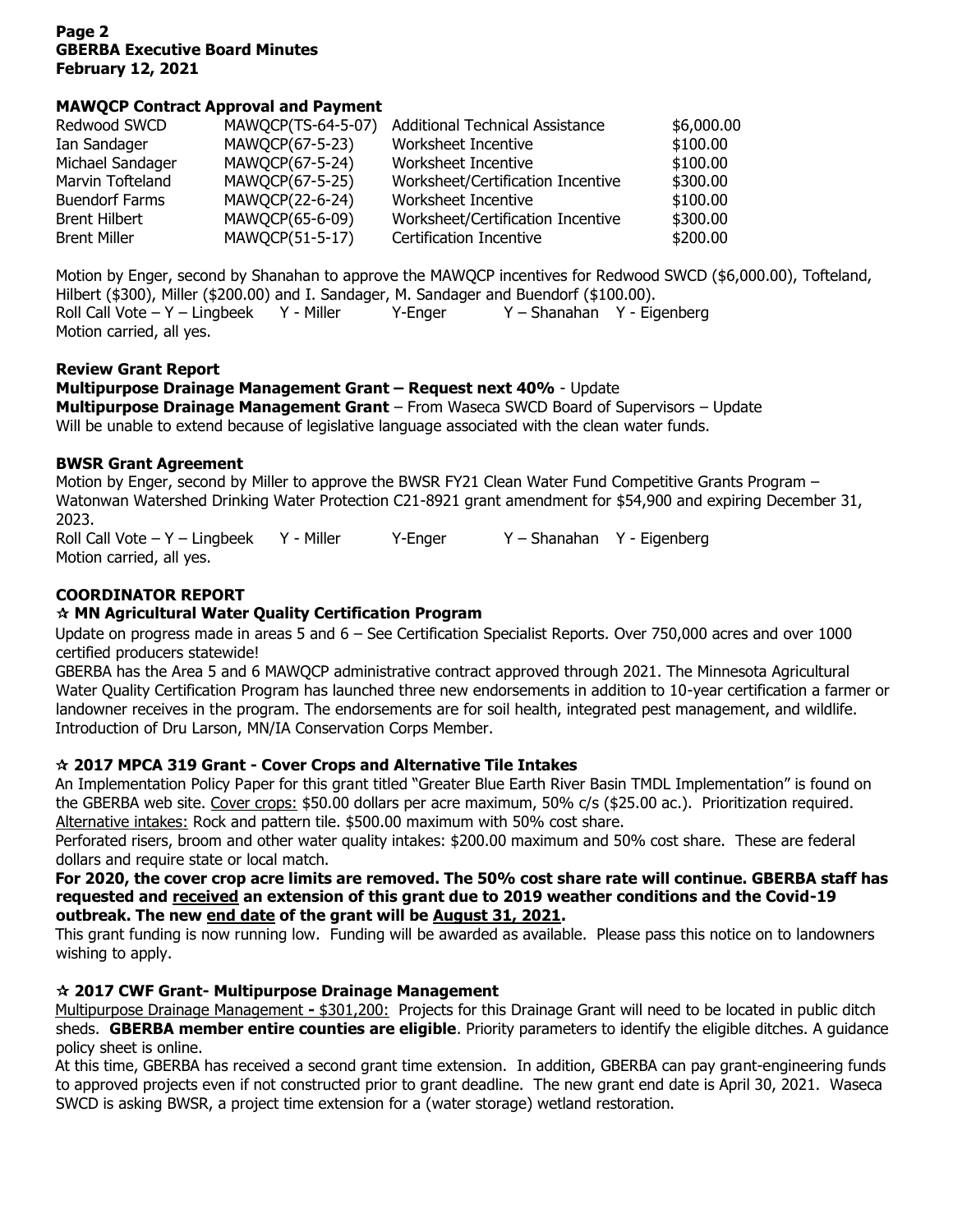### MAWQCP Contract Approval and Payment

| | | | |
|---|---|---|---|
| Redwood SWCD | MAWQCP(TS-64-5-07) | Additional Technical Assistance | $6,000.00 |
| Ian Sandager | MAWQCP(67-5-23) | Worksheet Incentive | $100.00 |
| Michael Sandager | MAWQCP(67-5-24) | Worksheet Incentive | $100.00 |
| Marvin Tofteland | MAWQCP(67-5-25) | Worksheet/Certification Incentive | $300.00 |
| Buendorf Farms | MAWQCP(22-6-24) | Worksheet Incentive | $100.00 |
| Brent Hilbert | MAWQCP(65-6-09) | Worksheet/Certification Incentive | $300.00 |
| Brent Miller | MAWQCP(51-5-17) | Certification Incentive | $200.00 |

Motion by Enger, second by Shanahan to approve the MAWQCP incentives for Redwood SWCD ($6,000.00), Tofteland, Hilbert ($300), Miller ($200.00) and I. Sandager, M. Sandager and Buendorf ($100.00).
Roll Call Vote – Y – Lingbeek Y - Miller Y-Enger Y – Shanahan Y - Eigenberg
Motion carried, all yes.

### Review Grant Report

**Multipurpose Drainage Management Grant – Request next 40%** - Update
**Multipurpose Drainage Management Grant** – From Waseca SWCD Board of Supervisors – Update
Will be unable to extend because of legislative language associated with the clean water funds.

### BWSR Grant Agreement

Motion by Enger, second by Miller to approve the BWSR FY21 Clean Water Fund Competitive Grants Program – Watonwan Watershed Drinking Water Protection C21-8921 grant amendment for $54,900 and expiring December 31, 2023.
Roll Call Vote – Y – Lingbeek Y - Miller Y-Enger Y – Shanahan Y - Eigenberg
Motion carried, all yes.

## COORDINATOR REPORT

### ☆ MN Agricultural Water Quality Certification Program

Update on progress made in areas 5 and 6 – See Certification Specialist Reports. Over 750,000 acres and over 1000 certified producers statewide!
GBERBA has the Area 5 and 6 MAWQCP administrative contract approved through 2021. The Minnesota Agricultural Water Quality Certification Program has launched three new endorsements in addition to 10-year certification a farmer or landowner receives in the program. The endorsements are for soil health, integrated pest management, and wildlife.
Introduction of Dru Larson, MN/IA Conservation Corps Member.

### ☆ 2017 MPCA 319 Grant - Cover Crops and Alternative Tile Intakes

An Implementation Policy Paper for this grant titled "Greater Blue Earth River Basin TMDL Implementation" is found on the GBERBA web site. <u>Cover crops:</u> $50.00 dollars per acre maximum, 50% c/s ($25.00 ac.). Prioritization required. <u>Alternative intakes:</u> Rock and pattern tile. $500.00 maximum with 50% cost share.
Perforated risers, broom and other water quality intakes: $200.00 maximum and 50% cost share. These are federal dollars and require state or local match.

**For 2020, the cover crop acre limits are removed. The 50% cost share rate will continue. GBERBA staff has requested and <u>received</u> an extension of this grant due to 2019 weather conditions and the Covid-19 outbreak. The new <u>end date</u> of the grant will be <u>August 31, 2021</u>.**

This grant funding is now running low. Funding will be awarded as available. Please pass this notice on to landowners wishing to apply.

### ☆ 2017 CWF Grant- Multipurpose Drainage Management

<u>Multipurpose Drainage Management</u> **-** $301,200: Projects for this Drainage Grant will need to be located in public ditch sheds. **GBERBA member entire counties are eligible**. Priority parameters to identify the eligible ditches. A guidance policy sheet is online.
At this time, GBERBA has received a second grant time extension. In addition, GBERBA can pay grant-engineering funds to approved projects even if not constructed prior to grant deadline. The new grant end date is April 30, 2021. Waseca SWCD is asking BWSR, a project time extension for a (water storage) wetland restoration.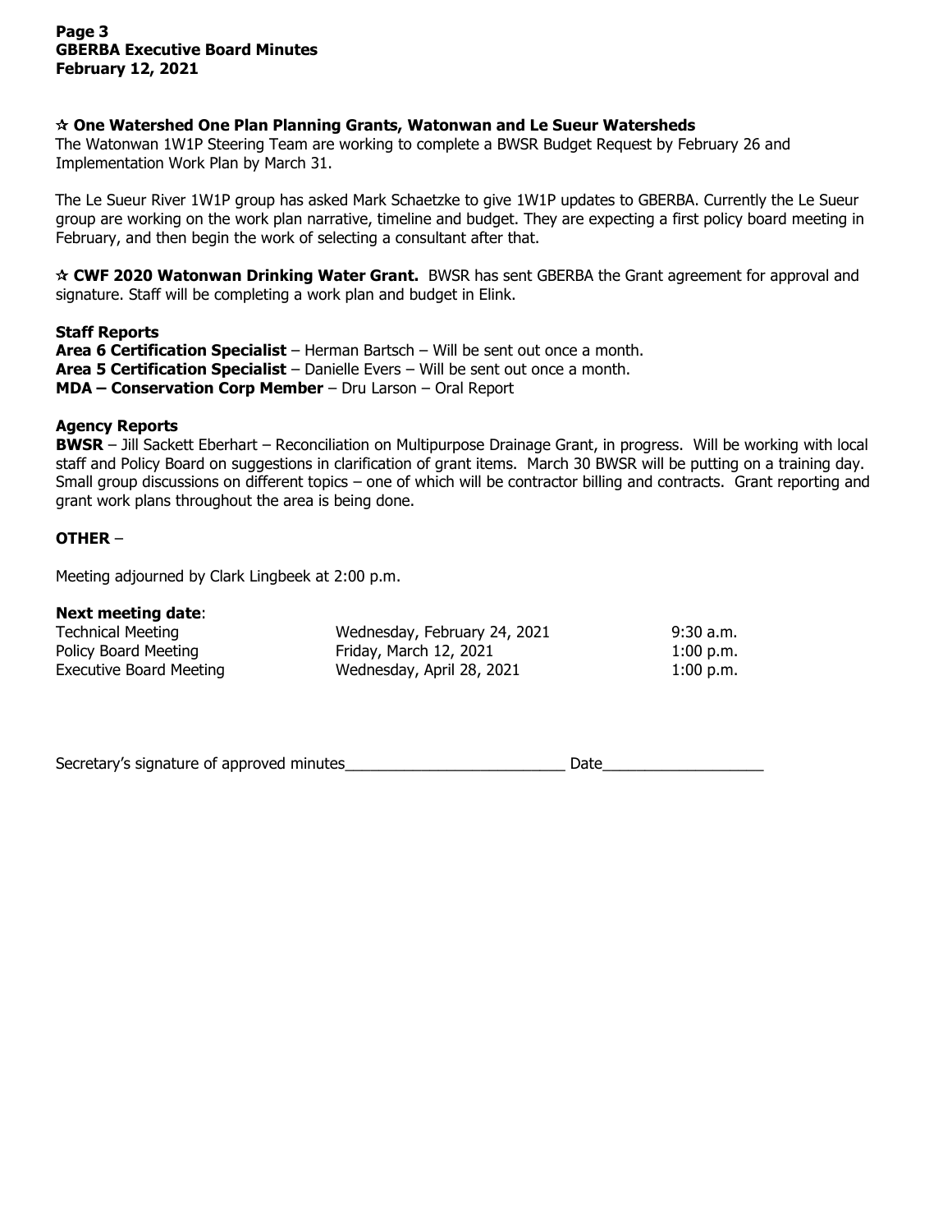**☆ One Watershed One Plan Planning Grants, Watonwan and Le Sueur Watersheds**

The Watonwan 1W1P Steering Team are working to complete a BWSR Budget Request by February 26 and Implementation Work Plan by March 31.

The Le Sueur River 1W1P group has asked Mark Schaetzke to give 1W1P updates to GBERBA. Currently the Le Sueur group are working on the work plan narrative, timeline and budget. They are expecting a first policy board meeting in February, and then begin the work of selecting a consultant after that.

**☆ CWF 2020 Watonwan Drinking Water Grant.** BWSR has sent GBERBA the Grant agreement for approval and signature. Staff will be completing a work plan and budget in Elink.

**Staff Reports**

**Area 6 Certification Specialist** – Herman Bartsch – Will be sent out once a month.
**Area 5 Certification Specialist** – Danielle Evers – Will be sent out once a month.
**MDA – Conservation Corp Member** – Dru Larson – Oral Report

**Agency Reports**

**BWSR** – Jill Sackett Eberhart – Reconciliation on Multipurpose Drainage Grant, in progress. Will be working with local staff and Policy Board on suggestions in clarification of grant items. March 30 BWSR will be putting on a training day. Small group discussions on different topics – one of which will be contractor billing and contracts. Grant reporting and grant work plans throughout the area is being done.

**OTHER** –

Meeting adjourned by Clark Lingbeek at 2:00 p.m.

**Next meeting date**:

| | | |
|---|---|---|
| Technical Meeting | Wednesday, February 24, 2021 | 9:30 a.m. |
| Policy Board Meeting | Friday, March 12, 2021 | 1:00 p.m. |
| Executive Board Meeting | Wednesday, April 28, 2021 | 1:00 p.m. |

Secretary's signature of approved minutes_________________________ Date__________________